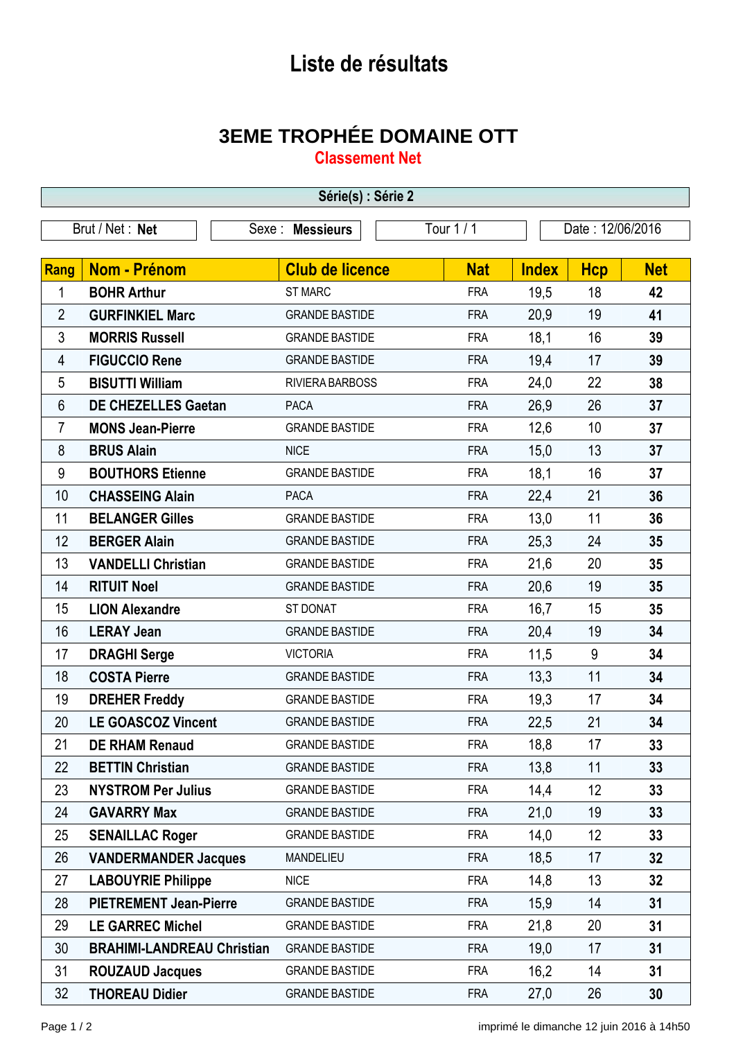# Liste de résultats

## 3EME TROPHÉE DOMAINE OTT

### Classement Net

**Série(s) : Série 2**

| Brut / Net : **Net** | Sexe : **Messieurs** | Tour 1 / 1 | Date : 12/06/2016 |
|---|---|---|---|

| Rang | Nom - Prénom | Club de licence | Nat | Index | Hcp | Net |
|---|---|---|---|---|---|---|
| 1 | **BOHR Arthur** | ST MARC | FRA | 19,5 | 18 | **42** |
| 2 | **GURFINKIEL Marc** | GRANDE BASTIDE | FRA | 20,9 | 19 | **41** |
| 3 | **MORRIS Russell** | GRANDE BASTIDE | FRA | 18,1 | 16 | **39** |
| 4 | **FIGUCCIO Rene** | GRANDE BASTIDE | FRA | 19,4 | 17 | **39** |
| 5 | **BISUTTI William** | RIVIERA BARBOSS | FRA | 24,0 | 22 | **38** |
| 6 | **DE CHEZELLES Gaetan** | PACA | FRA | 26,9 | 26 | **37** |
| 7 | **MONS Jean-Pierre** | GRANDE BASTIDE | FRA | 12,6 | 10 | **37** |
| 8 | **BRUS Alain** | NICE | FRA | 15,0 | 13 | **37** |
| 9 | **BOUTHORS Etienne** | GRANDE BASTIDE | FRA | 18,1 | 16 | **37** |
| 10 | **CHASSEING Alain** | PACA | FRA | 22,4 | 21 | **36** |
| 11 | **BELANGER Gilles** | GRANDE BASTIDE | FRA | 13,0 | 11 | **36** |
| 12 | **BERGER Alain** | GRANDE BASTIDE | FRA | 25,3 | 24 | **35** |
| 13 | **VANDELLI Christian** | GRANDE BASTIDE | FRA | 21,6 | 20 | **35** |
| 14 | **RITUIT Noel** | GRANDE BASTIDE | FRA | 20,6 | 19 | **35** |
| 15 | **LION Alexandre** | ST DONAT | FRA | 16,7 | 15 | **35** |
| 16 | **LERAY Jean** | GRANDE BASTIDE | FRA | 20,4 | 19 | **34** |
| 17 | **DRAGHI Serge** | VICTORIA | FRA | 11,5 | 9 | **34** |
| 18 | **COSTA Pierre** | GRANDE BASTIDE | FRA | 13,3 | 11 | **34** |
| 19 | **DREHER Freddy** | GRANDE BASTIDE | FRA | 19,3 | 17 | **34** |
| 20 | **LE GOASCOZ Vincent** | GRANDE BASTIDE | FRA | 22,5 | 21 | **34** |
| 21 | **DE RHAM Renaud** | GRANDE BASTIDE | FRA | 18,8 | 17 | **33** |
| 22 | **BETTIN Christian** | GRANDE BASTIDE | FRA | 13,8 | 11 | **33** |
| 23 | **NYSTROM Per Julius** | GRANDE BASTIDE | FRA | 14,4 | 12 | **33** |
| 24 | **GAVARRY Max** | GRANDE BASTIDE | FRA | 21,0 | 19 | **33** |
| 25 | **SENAILLAC Roger** | GRANDE BASTIDE | FRA | 14,0 | 12 | **33** |
| 26 | **VANDERMANDER Jacques** | MANDELIEU | FRA | 18,5 | 17 | **32** |
| 27 | **LABOUYRIE Philippe** | NICE | FRA | 14,8 | 13 | **32** |
| 28 | **PIETREMENT Jean-Pierre** | GRANDE BASTIDE | FRA | 15,9 | 14 | **31** |
| 29 | **LE GARREC Michel** | GRANDE BASTIDE | FRA | 21,8 | 20 | **31** |
| 30 | **BRAHIMI-LANDREAU Christian** | GRANDE BASTIDE | FRA | 19,0 | 17 | **31** |
| 31 | **ROUZAUD Jacques** | GRANDE BASTIDE | FRA | 16,2 | 14 | **31** |
| 32 | **THOREAU Didier** | GRANDE BASTIDE | FRA | 27,0 | 26 | **30** |

imprimé le dimanche 12 juin 2016 à 14h50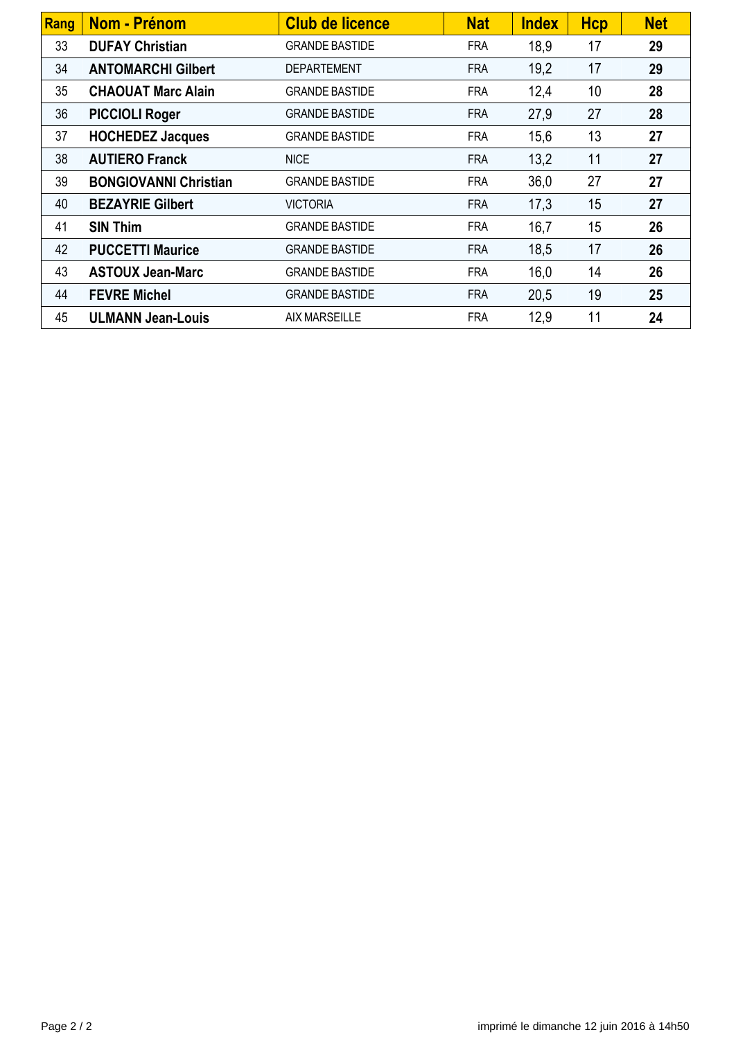| Rang | Nom - Prénom | Club de licence | Nat | Index | Hcp | Net |
|---|---|---|---|---|---|---|
| 33 | **DUFAY Christian** | GRANDE BASTIDE | FRA | 18,9 | 17 | **29** |
| 34 | **ANTOMARCHI Gilbert** | DEPARTEMENT | FRA | 19,2 | 17 | **29** |
| 35 | **CHAOUAT Marc Alain** | GRANDE BASTIDE | FRA | 12,4 | 10 | **28** |
| 36 | **PICCIOLI Roger** | GRANDE BASTIDE | FRA | 27,9 | 27 | **28** |
| 37 | **HOCHEDEZ Jacques** | GRANDE BASTIDE | FRA | 15,6 | 13 | **27** |
| 38 | **AUTIERO Franck** | NICE | FRA | 13,2 | 11 | **27** |
| 39 | **BONGIOVANNI Christian** | GRANDE BASTIDE | FRA | 36,0 | 27 | **27** |
| 40 | **BEZAYRIE Gilbert** | VICTORIA | FRA | 17,3 | 15 | **27** |
| 41 | **SIN Thim** | GRANDE BASTIDE | FRA | 16,7 | 15 | **26** |
| 42 | **PUCCETTI Maurice** | GRANDE BASTIDE | FRA | 18,5 | 17 | **26** |
| 43 | **ASTOUX Jean-Marc** | GRANDE BASTIDE | FRA | 16,0 | 14 | **26** |
| 44 | **FEVRE Michel** | GRANDE BASTIDE | FRA | 20,5 | 19 | **25** |
| 45 | **ULMANN Jean-Louis** | AIX MARSEILLE | FRA | 12,9 | 11 | **24** |

imprimé le dimanche 12 juin 2016 à 14h50